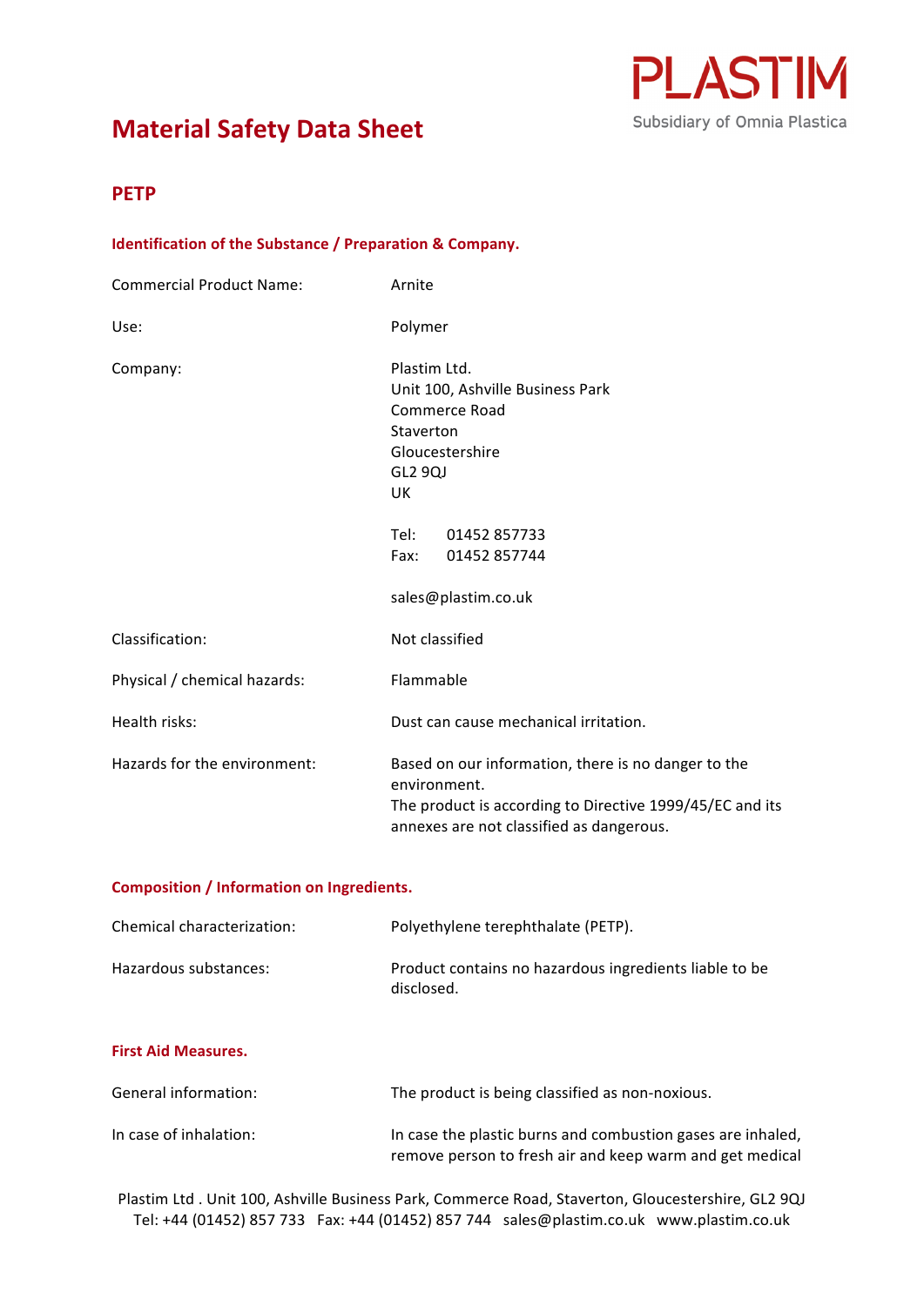PLASTIM
Subsidiary of Omnia Plastica

# Material Safety Data Sheet

## PETP

### Identification of the Substance / Preparation & Company.

| | |
|---|---|
| Commercial Product Name: | Arnite |
| Use: | Polymer |
| Company: | Plastim Ltd.<br>Unit 100, Ashville Business Park<br>Commerce Road<br>Staverton<br>Gloucestershire<br>GL2 9QJ<br>UK<br><br>Tel: 01452 857733<br>Fax: 01452 857744<br><br>sales@plastim.co.uk |
| Classification: | Not classified |
| Physical / chemical hazards: | Flammable |
| Health risks: | Dust can cause mechanical irritation. |
| Hazards for the environment: | Based on our information, there is no danger to the environment.<br>The product is according to Directive 1999/45/EC and its annexes are not classified as dangerous. |

### Composition / Information on Ingredients.

| | |
|---|---|
| Chemical characterization: | Polyethylene terephthalate (PETP). |
| Hazardous substances: | Product contains no hazardous ingredients liable to be disclosed. |

### First Aid Measures.

| | |
|---|---|
| General information: | The product is being classified as non-noxious. |
| In case of inhalation: | In case the plastic burns and combustion gases are inhaled, remove person to fresh air and keep warm and get medical |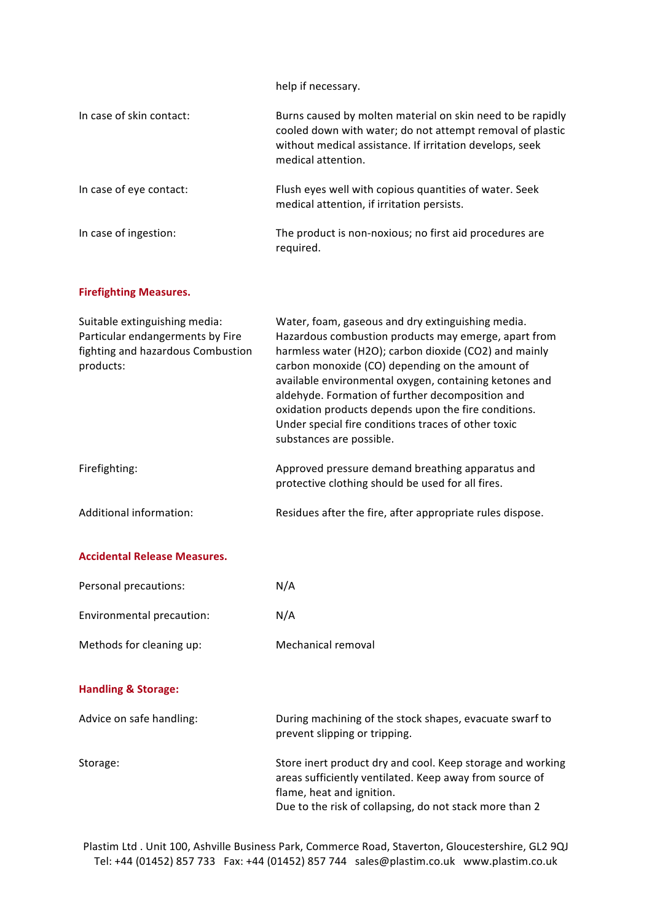| | |
|---|---|
| | help if necessary. |
| In case of skin contact: | Burns caused by molten material on skin need to be rapidly cooled down with water; do not attempt removal of plastic without medical assistance. If irritation develops, seek medical attention. |
| In case of eye contact: | Flush eyes well with copious quantities of water. Seek medical attention, if irritation persists. |
| In case of ingestion: | The product is non-noxious; no first aid procedures are required. |

## Firefighting Measures.

| | |
|---|---|
| Suitable extinguishing media: Particular endangerments by Fire fighting and hazardous Combustion products: | Water, foam, gaseous and dry extinguishing media. Hazardous combustion products may emerge, apart from harmless water ($H_2O$); carbon dioxide ($CO_2$) and mainly carbon monoxide (CO) depending on the amount of available environmental oxygen, containing ketones and aldehyde. Formation of further decomposition and oxidation products depends upon the fire conditions. Under special fire conditions traces of other toxic substances are possible. |
| Firefighting: | Approved pressure demand breathing apparatus and protective clothing should be used for all fires. |
| Additional information: | Residues after the fire, after appropriate rules dispose. |

## Accidental Release Measures.

| | |
|---|---|
| Personal precautions: | N/A |
| Environmental precaution: | N/A |
| Methods for cleaning up: | Mechanical removal |

## Handling & Storage:

| | |
|---|---|
| Advice on safe handling: | During machining of the stock shapes, evacuate swarf to prevent slipping or tripping. |
| Storage: | Store inert product dry and cool. Keep storage and working areas sufficiently ventilated. Keep away from source of flame, heat and ignition.<br>Due to the risk of collapsing, do not stack more than 2 |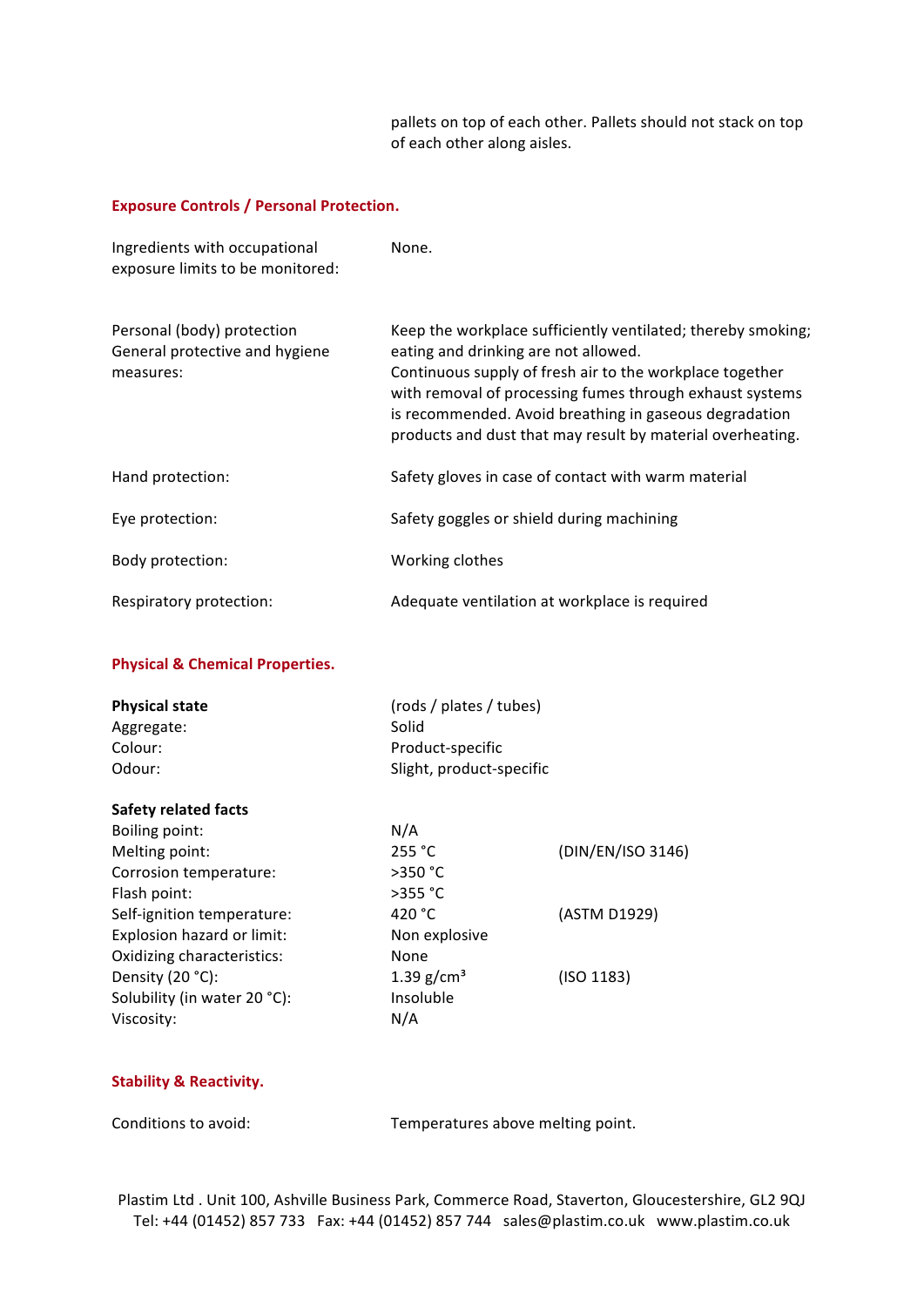pallets on top of each other. Pallets should not stack on top of each other along aisles.

## Exposure Controls / Personal Protection.

| | |
|---|---|
| Ingredients with occupational exposure limits to be monitored: | None. |
| Personal (body) protection General protective and hygiene measures: | Keep the workplace sufficiently ventilated; thereby smoking; eating and drinking are not allowed. Continuous supply of fresh air to the workplace together with removal of processing fumes through exhaust systems is recommended. Avoid breathing in gaseous degradation products and dust that may result by material overheating. |
| Hand protection: | Safety gloves in case of contact with warm material |
| Eye protection: | Safety goggles or shield during machining |
| Body protection: | Working clothes |
| Respiratory protection: | Adequate ventilation at workplace is required |

## Physical & Chemical Properties.

| | | |
|---|---|---|
| **Physical state** | (rods / plates / tubes) | |
| Aggregate: | Solid | |
| Colour: | Product-specific | |
| Odour: | Slight, product-specific | |

| | | |
|---|---|---|
| **Safety related facts** | | |
| Boiling point: | N/A | |
| Melting point: | 255 °C | (DIN/EN/ISO 3146) |
| Corrosion temperature: | >350 °C | |
| Flash point: | >355 °C | |
| Self-ignition temperature: | 420 °C | (ASTM D1929) |
| Explosion hazard or limit: | Non explosive | |
| Oxidizing characteristics: | None | |
| Density (20 °C): | 1.39 g/cm³ | (ISO 1183) |
| Solubility (in water 20 °C): | Insoluble | |
| Viscosity: | N/A | |

## Stability & Reactivity.

| | |
|---|---|
| Conditions to avoid: | Temperatures above melting point. |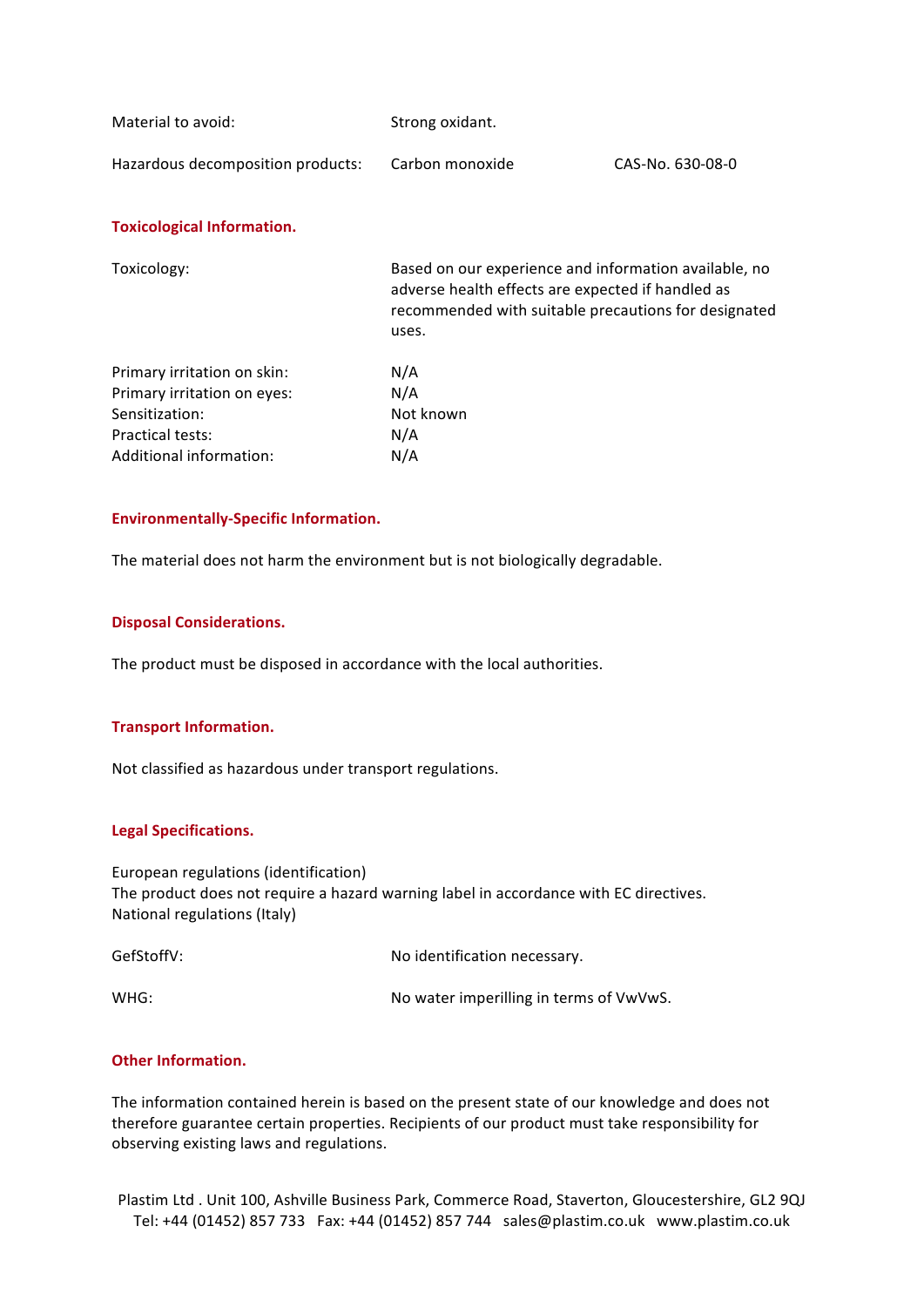| | | |
|---|---|---|
| Material to avoid: | Strong oxidant. | |
| Hazardous decomposition products: | Carbon monoxide | CAS-No. 630-08-0 |

## Toxicological Information.

| | |
|---|---|
| Toxicology: | Based on our experience and information available, no adverse health effects are expected if handled as recommended with suitable precautions for designated uses. |
| Primary irritation on skin: | N/A |
| Primary irritation on eyes: | N/A |
| Sensitization: | Not known |
| Practical tests: | N/A |
| Additional information: | N/A |

## Environmentally-Specific Information.

The material does not harm the environment but is not biologically degradable.

## Disposal Considerations.

The product must be disposed in accordance with the local authorities.

## Transport Information.

Not classified as hazardous under transport regulations.

## Legal Specifications.

European regulations (identification)
The product does not require a hazard warning label in accordance with EC directives.
National regulations (Italy)

| | |
|---|---|
| GefStoffV: | No identification necessary. |
| WHG: | No water imperilling in terms of VwVwS. |

## Other Information.

The information contained herein is based on the present state of our knowledge and does not therefore guarantee certain properties. Recipients of our product must take responsibility for observing existing laws and regulations.

Plastim Ltd . Unit 100, Ashville Business Park, Commerce Road, Staverton, Gloucestershire, GL2 9QJ
Tel: +44 (01452) 857 733 Fax: +44 (01452) 857 744 sales@plastim.co.uk www.plastim.co.uk